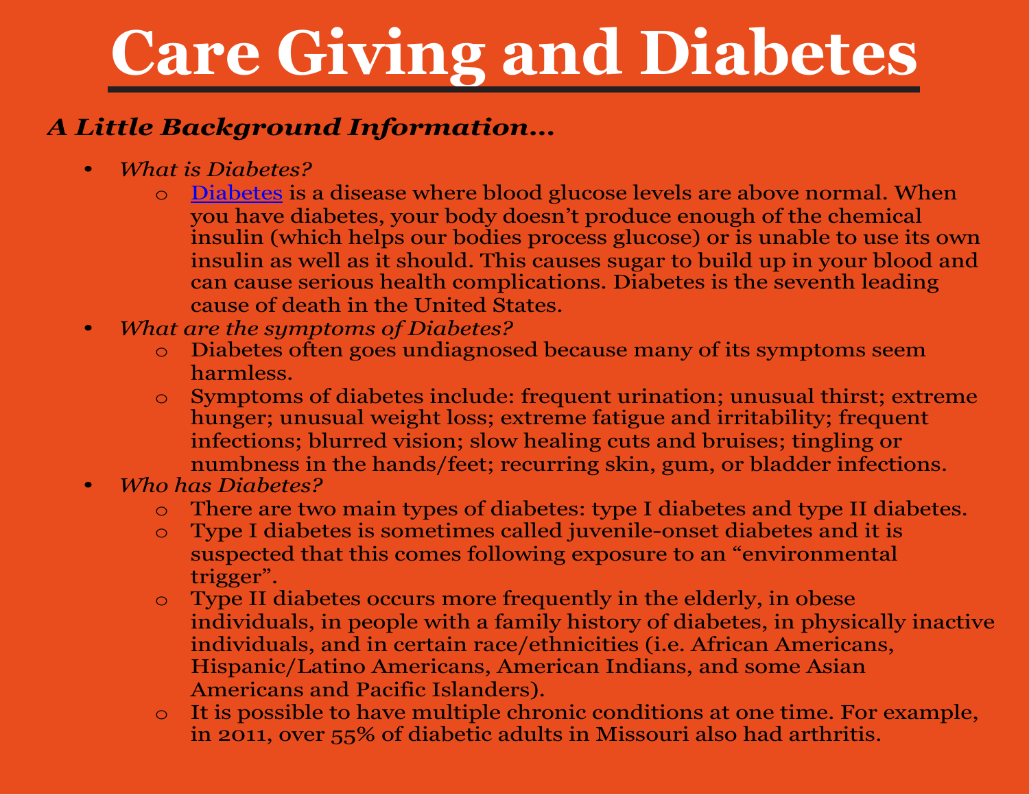# Care Giving and Diabetes

## *A Little Background Information…*

- *What is Diabetes?*
  - Diabetes is a disease where blood glucose levels are above normal. When you have diabetes, your body doesn't produce enough of the chemical insulin (which helps our bodies process glucose) or is unable to use its own insulin as well as it should. This causes sugar to build up in your blood and can cause serious health complications. Diabetes is the seventh leading cause of death in the United States.
- *What are the symptoms of Diabetes?*
  - Diabetes often goes undiagnosed because many of its symptoms seem harmless.
  - Symptoms of diabetes include: frequent urination; unusual thirst; extreme hunger; unusual weight loss; extreme fatigue and irritability; frequent infections; blurred vision; slow healing cuts and bruises; tingling or numbness in the hands/feet; recurring skin, gum, or bladder infections.
- *Who has Diabetes?*
  - There are two main types of diabetes: type I diabetes and type II diabetes.
  - Type I diabetes is sometimes called juvenile-onset diabetes and it is suspected that this comes following exposure to an "environmental trigger".
  - Type II diabetes occurs more frequently in the elderly, in obese individuals, in people with a family history of diabetes, in physically inactive individuals, and in certain race/ethnicities (i.e. African Americans, Hispanic/Latino Americans, American Indians, and some Asian Americans and Pacific Islanders).
  - It is possible to have multiple chronic conditions at one time. For example, in 2011, over 55% of diabetic adults in Missouri also had arthritis.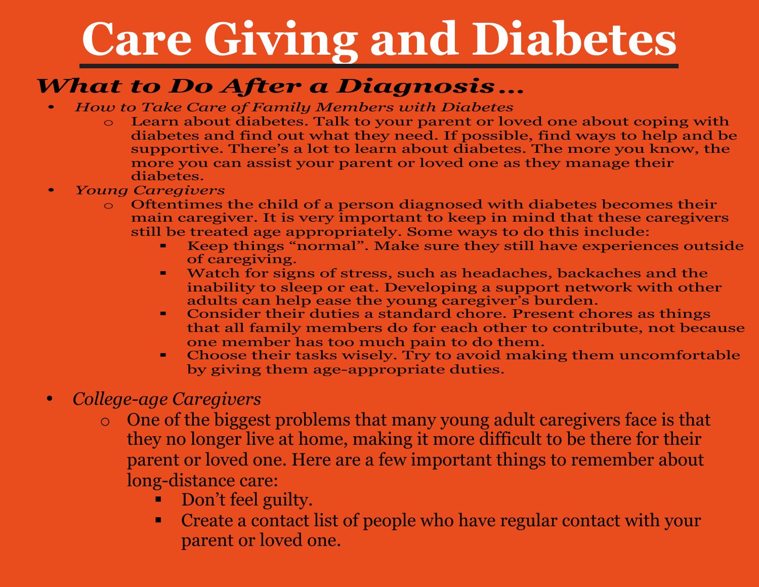# Care Giving and Diabetes

## *What to Do After a Diagnosis…*

- *How to Take Care of Family Members with Diabetes*
  - Learn about diabetes. Talk to your parent or loved one about coping with diabetes and find out what they need. If possible, find ways to help and be supportive. There's a lot to learn about diabetes. The more you know, the more you can assist your parent or loved one as they manage their diabetes.
- *Young Caregivers*
  - Oftentimes the child of a person diagnosed with diabetes becomes their main caregiver. It is very important to keep in mind that these caregivers still be treated age appropriately. Some ways to do this include:
    - Keep things "normal". Make sure they still have experiences outside of caregiving.
    - Watch for signs of stress, such as headaches, backaches and the inability to sleep or eat. Developing a support network with other adults can help ease the young caregiver's burden.
    - Consider their duties a standard chore. Present chores as things that all family members do for each other to contribute, not because one member has too much pain to do them.
    - Choose their tasks wisely. Try to avoid making them uncomfortable by giving them age-appropriate duties.
- *College-age Caregivers*
  - One of the biggest problems that many young adult caregivers face is that they no longer live at home, making it more difficult to be there for their parent or loved one. Here are a few important things to remember about long-distance care:
    - Don't feel guilty.
    - Create a contact list of people who have regular contact with your parent or loved one.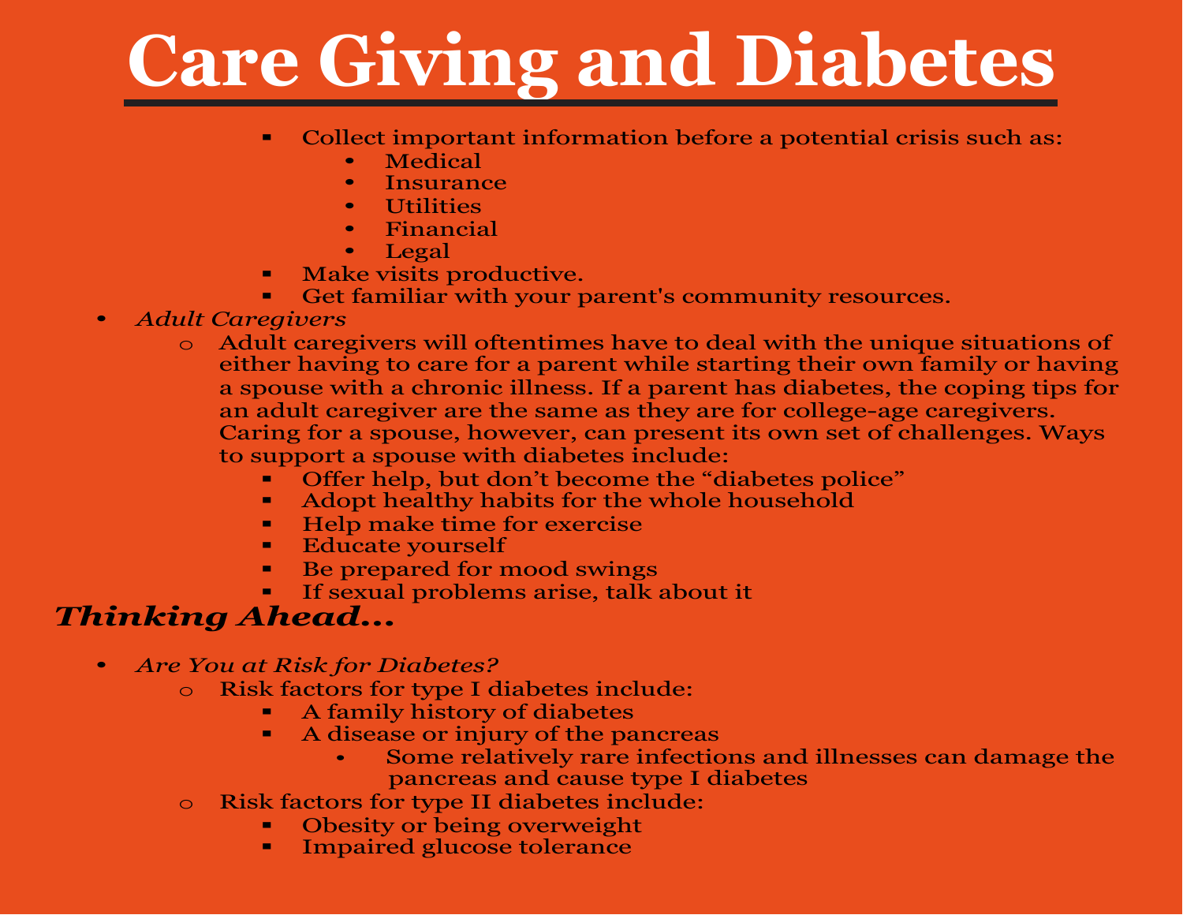# Care Giving and Diabetes

- Collect important information before a potential crisis such as:
  - Medical
  - Insurance
  - Utilities
  - Financial
  - Legal
- Make visits productive.
- Get familiar with your parent's community resources.

- *Adult Caregivers*
  - Adult caregivers will oftentimes have to deal with the unique situations of either having to care for a parent while starting their own family or having a spouse with a chronic illness. If a parent has diabetes, the coping tips for an adult caregiver are the same as they are for college-age caregivers. Caring for a spouse, however, can present its own set of challenges. Ways to support a spouse with diabetes include:
    - Offer help, but don't become the "diabetes police"
    - Adopt healthy habits for the whole household
    - Help make time for exercise
    - Educate yourself
    - Be prepared for mood swings
    - If sexual problems arise, talk about it

## *Thinking Ahead...*

- *Are You at Risk for Diabetes?*
  - Risk factors for type I diabetes include:
    - A family history of diabetes
    - A disease or injury of the pancreas
      - Some relatively rare infections and illnesses can damage the pancreas and cause type I diabetes
  - Risk factors for type II diabetes include:
    - Obesity or being overweight
    - Impaired glucose tolerance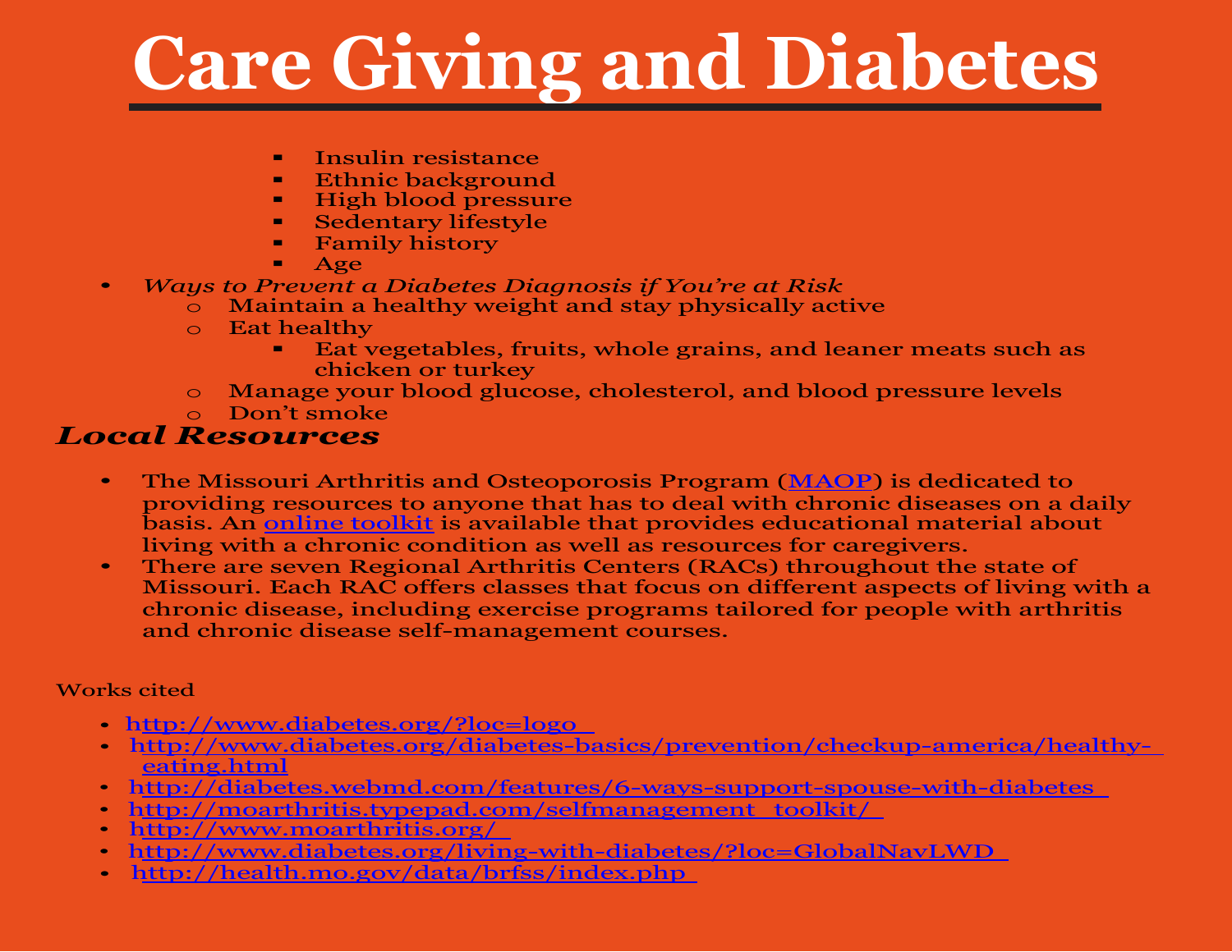# Care Giving and Diabetes

    - Insulin resistance
    - Ethnic background
    - High blood pressure
    - Sedentary lifestyle
    - Family history
    - Age

- *Ways to Prevent a Diabetes Diagnosis if You're at Risk*
    - Maintain a healthy weight and stay physically active
    - Eat healthy
        - Eat vegetables, fruits, whole grains, and leaner meats such as chicken or turkey
    - Manage your blood glucose, cholesterol, and blood pressure levels
    - Don't smoke

## *Local Resources*

- The Missouri Arthritis and Osteoporosis Program (MAOP) is dedicated to providing resources to anyone that has to deal with chronic diseases on a daily basis. An online toolkit is available that provides educational material about living with a chronic condition as well as resources for caregivers.
- There are seven Regional Arthritis Centers (RACs) throughout the state of Missouri. Each RAC offers classes that focus on different aspects of living with a chronic disease, including exercise programs tailored for people with arthritis and chronic disease self-management courses.

Works cited

- hhttp://www.diabetes.org/?loc=logo
- hhttp://www.diabetes.org/diabetes-basics/prevention/checkup-america/healthy-eating.html
- hhttp://diabetes.webmd.com/features/6-ways-support-spouse-with-diabetes
- hhttp://moarthritis.typepad.com/selfmanagement_toolkit/
- http://www.moarthritis.org/
- hhttp://www.diabetes.org/living-with-diabetes/?loc=GlobalNavLWD
- hhttp://health.mo.gov/data/brfss/index.php